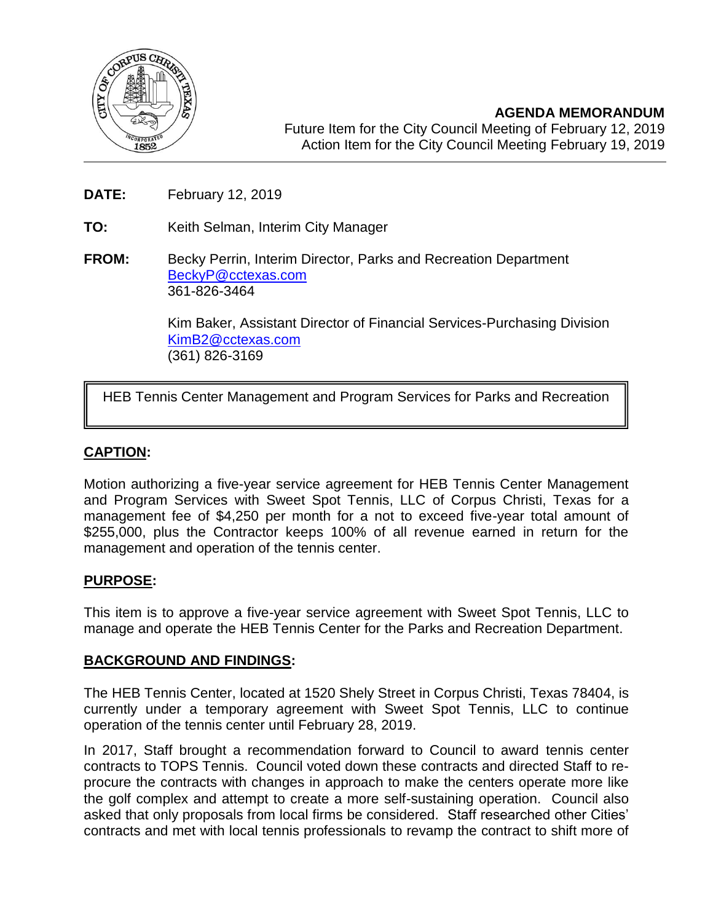**AGENDA MEMORANDUM**
Future Item for the City Council Meeting of February 12, 2019
Action Item for the City Council Meeting February 19, 2019

**DATE:** February 12, 2019

**TO:** Keith Selman, Interim City Manager

**FROM:** Becky Perrin, Interim Director, Parks and Recreation Department
BeckyP@cctexas.com
361-826-3464

Kim Baker, Assistant Director of Financial Services-Purchasing Division
KimB2@cctexas.com
(361) 826-3169

HEB Tennis Center Management and Program Services for Parks and Recreation

## CAPTION:

Motion authorizing a five-year service agreement for HEB Tennis Center Management and Program Services with Sweet Spot Tennis, LLC of Corpus Christi, Texas for a management fee of $4,250 per month for a not to exceed five-year total amount of $255,000, plus the Contractor keeps 100% of all revenue earned in return for the management and operation of the tennis center.

## PURPOSE:

This item is to approve a five-year service agreement with Sweet Spot Tennis, LLC to manage and operate the HEB Tennis Center for the Parks and Recreation Department.

## BACKGROUND AND FINDINGS:

The HEB Tennis Center, located at 1520 Shely Street in Corpus Christi, Texas 78404, is currently under a temporary agreement with Sweet Spot Tennis, LLC to continue operation of the tennis center until February 28, 2019.

In 2017, Staff brought a recommendation forward to Council to award tennis center contracts to TOPS Tennis. Council voted down these contracts and directed Staff to re-procure the contracts with changes in approach to make the centers operate more like the golf complex and attempt to create a more self-sustaining operation. Council also asked that only proposals from local firms be considered. Staff researched other Cities' contracts and met with local tennis professionals to revamp the contract to shift more of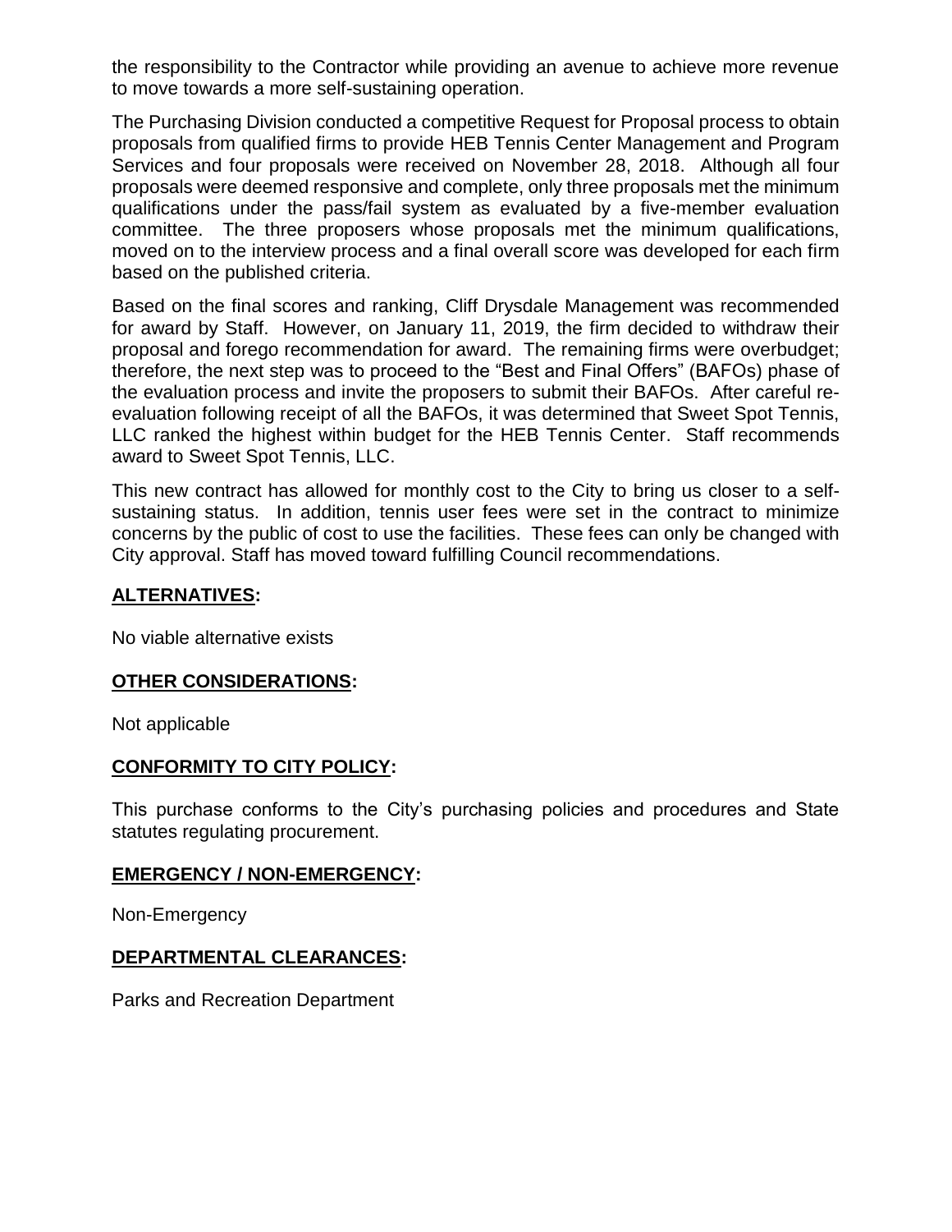the responsibility to the Contractor while providing an avenue to achieve more revenue to move towards a more self-sustaining operation.

The Purchasing Division conducted a competitive Request for Proposal process to obtain proposals from qualified firms to provide HEB Tennis Center Management and Program Services and four proposals were received on November 28, 2018. Although all four proposals were deemed responsive and complete, only three proposals met the minimum qualifications under the pass/fail system as evaluated by a five-member evaluation committee. The three proposers whose proposals met the minimum qualifications, moved on to the interview process and a final overall score was developed for each firm based on the published criteria.

Based on the final scores and ranking, Cliff Drysdale Management was recommended for award by Staff. However, on January 11, 2019, the firm decided to withdraw their proposal and forego recommendation for award. The remaining firms were overbudget; therefore, the next step was to proceed to the "Best and Final Offers" (BAFOs) phase of the evaluation process and invite the proposers to submit their BAFOs. After careful re-evaluation following receipt of all the BAFOs, it was determined that Sweet Spot Tennis, LLC ranked the highest within budget for the HEB Tennis Center. Staff recommends award to Sweet Spot Tennis, LLC.

This new contract has allowed for monthly cost to the City to bring us closer to a self-sustaining status. In addition, tennis user fees were set in the contract to minimize concerns by the public of cost to use the facilities. These fees can only be changed with City approval. Staff has moved toward fulfilling Council recommendations.

## ALTERNATIVES:

No viable alternative exists

## OTHER CONSIDERATIONS:

Not applicable

## CONFORMITY TO CITY POLICY:

This purchase conforms to the City's purchasing policies and procedures and State statutes regulating procurement.

## EMERGENCY / NON-EMERGENCY:

Non-Emergency

## DEPARTMENTAL CLEARANCES:

Parks and Recreation Department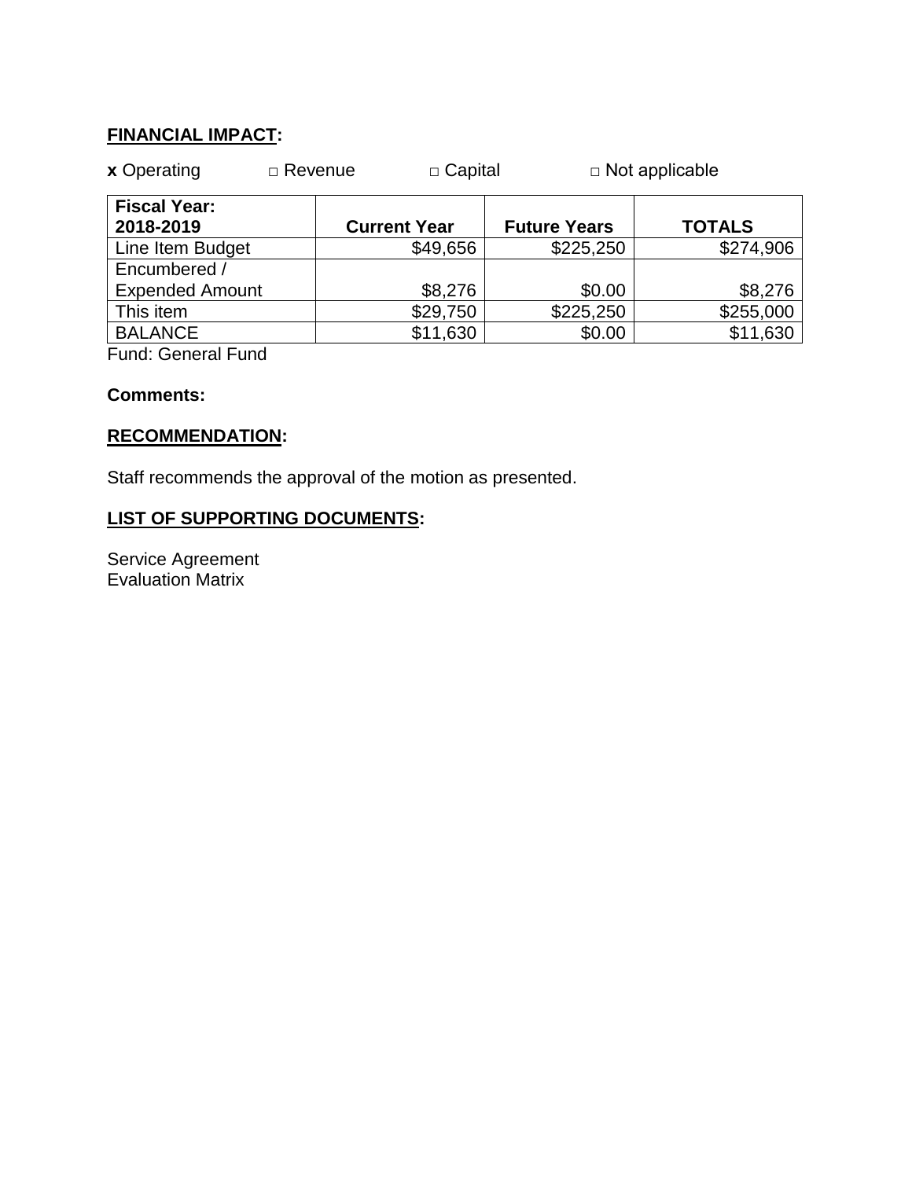**<u>FINANCIAL IMPACT</u>:**

**x** Operating ☐ Revenue ☐ Capital ☐ Not applicable

| **Fiscal Year: 2018-2019** | **Current Year** | **Future Years** | **TOTALS** |
|---|---|---|---|
| Line Item Budget | $49,656 | $225,250 | $274,906 |
| Encumbered / Expended Amount | $8,276 | $0.00 | $8,276 |
| This item | $29,750 | $225,250 | $255,000 |
| BALANCE | $11,630 | $0.00 | $11,630 |

Fund: General Fund

**Comments:**

**<u>RECOMMENDATION</u>:**

Staff recommends the approval of the motion as presented.

**<u>LIST OF SUPPORTING DOCUMENTS</u>:**

Service Agreement
Evaluation Matrix